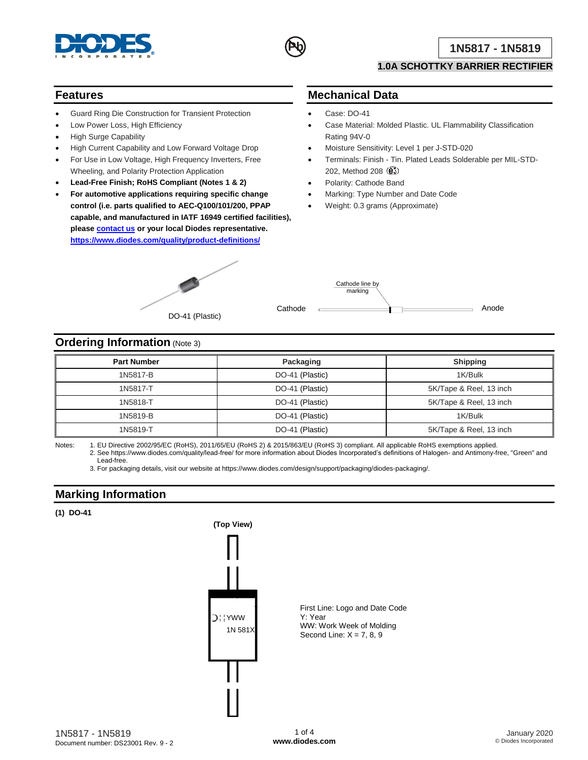# 1N5817 - 1N5819

## 1.0A SCHOTTKY BARRIER RECTIFIER

## Features

- Guard Ring Die Construction for Transient Protection
- Low Power Loss, High Efficiency
- High Surge Capability
- High Current Capability and Low Forward Voltage Drop
- For Use in Low Voltage, High Frequency Inverters, Free Wheeling, and Polarity Protection Application
- **Lead-Free Finish; RoHS Compliant (Notes 1 & 2)**
- **For automotive applications requiring specific change control (i.e. parts qualified to AEC-Q100/101/200, PPAP capable, and manufactured in IATF 16949 certified facilities), please contact us or your local Diodes representative.**
  **https://www.diodes.com/quality/product-definitions/**

## Mechanical Data

- Case: DO-41
- Case Material: Molded Plastic. UL Flammability Classification Rating 94V-0
- Moisture Sensitivity: Level 1 per J-STD-020
- Terminals: Finish - Tin. Plated Leads Solderable per MIL-STD-202, Method 208 (e3)
- Polarity: Cathode Band
- Marking: Type Number and Date Code
- Weight: 0.3 grams (Approximate)

DO-41 (Plastic)

Cathode line by marking

Cathode

Anode

## Ordering Information (Note 3)

| Part Number | Packaging | Shipping |
|---|---|---|
| 1N5817-B | DO-41 (Plastic) | 1K/Bulk |
| 1N5817-T | DO-41 (Plastic) | 5K/Tape & Reel, 13 inch |
| 1N5818-T | DO-41 (Plastic) | 5K/Tape & Reel, 13 inch |
| 1N5819-B | DO-41 (Plastic) | 1K/Bulk |
| 1N5819-T | DO-41 (Plastic) | 5K/Tape & Reel, 13 inch |

Notes:
1. EU Directive 2002/95/EC (RoHS), 2011/65/EU (RoHS 2) & 2015/863/EU (RoHS 3) compliant. All applicable RoHS exemptions applied.
2. See https://www.diodes.com/quality/lead-free/ for more information about Diodes Incorporated's definitions of Halogen- and Antimony-free, "Green" and Lead-free.
3. For packaging details, visit our website at https://www.diodes.com/design/support/packaging/diodes-packaging/.

## Marking Information

**(1) DO-41**

**(Top View)**

YWW

1N 581X

First Line: Logo and Date Code
Y: Year
WW: Work Week of Molding
Second Line: X = 7, 8, 9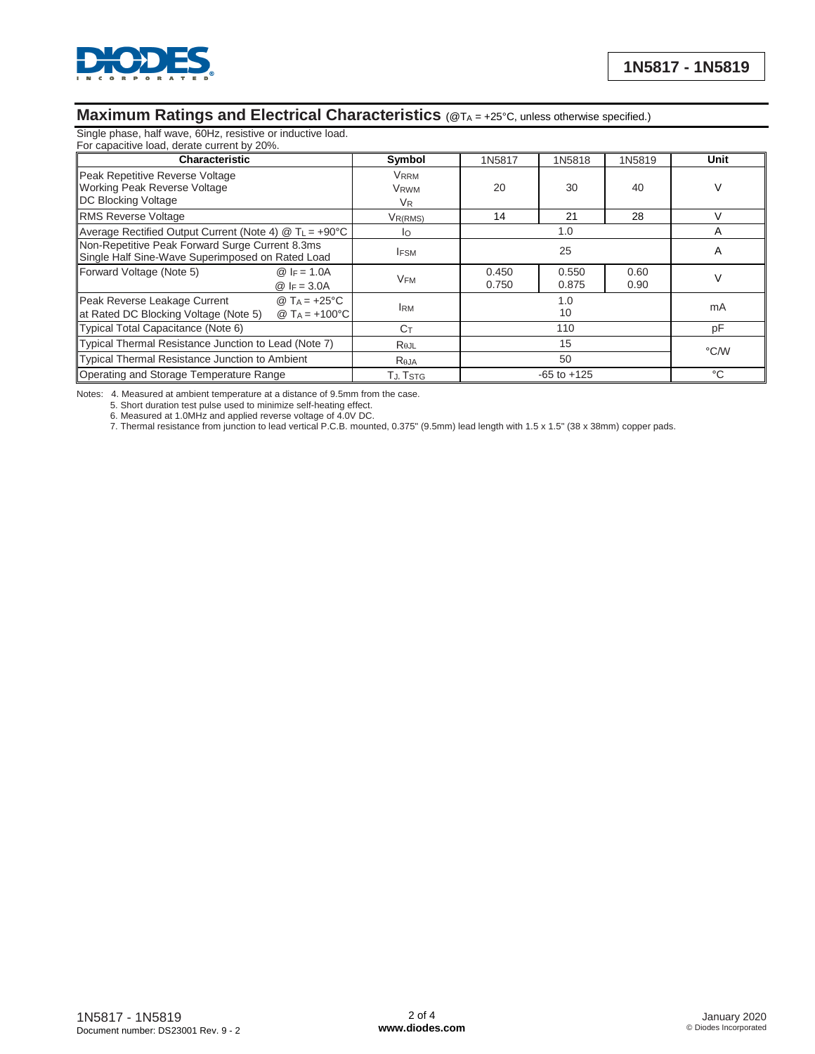## Maximum Ratings and Electrical Characteristics (@$T_A$ = +25°C, unless otherwise specified.)

Single phase, half wave, 60Hz, resistive or inductive load.
For capacitive load, derate current by 20%.

| Characteristic | | Symbol | 1N5817 | 1N5818 | 1N5819 | Unit |
|---|---|---|---|---|---|---|
| Peak Repetitive Reverse Voltage<br>Working Peak Reverse Voltage<br>DC Blocking Voltage | | $V_{RRM}$<br>$V_{RWM}$<br>$V_R$ | 20 | 30 | 40 | V |
| RMS Reverse Voltage | | $V_{R(RMS)}$ | 14 | 21 | 28 | V |
| Average Rectified Output Current (Note 4) @ $T_L$ = +90°C | | $I_O$ | 1.0 | | | A |
| Non-Repetitive Peak Forward Surge Current 8.3ms Single Half Sine-Wave Superimposed on Rated Load | | $I_{FSM}$ | 25 | | | A |
| Forward Voltage (Note 5) | @ $I_F$ = 1.0A<br>@ $I_F$ = 3.0A | $V_{FM}$ | 0.450<br>0.750 | 0.550<br>0.875 | 0.60<br>0.90 | V |
| Peak Reverse Leakage Current at Rated DC Blocking Voltage (Note 5) | @ $T_A$ = +25°C<br>@ $T_A$ = +100°C | $I_{RM}$ | 1.0<br>10 | | | mA |
| Typical Total Capacitance (Note 6) | | $C_T$ | 110 | | | pF |
| Typical Thermal Resistance Junction to Lead (Note 7) | | $R_{\theta JL}$ | 15 | | | °C/W |
| Typical Thermal Resistance Junction to Ambient | | $R_{\theta JA}$ | 50 | | | °C/W |
| Operating and Storage Temperature Range | | $T_J, T_{STG}$ | -65 to +125 | | | °C |

Notes: 4. Measured at ambient temperature at a distance of 9.5mm from the case.
5. Short duration test pulse used to minimize self-heating effect.
6. Measured at 1.0MHz and applied reverse voltage of 4.0V DC.
7. Thermal resistance from junction to lead vertical P.C.B. mounted, 0.375" (9.5mm) lead length with 1.5 x 1.5" (38 x 38mm) copper pads.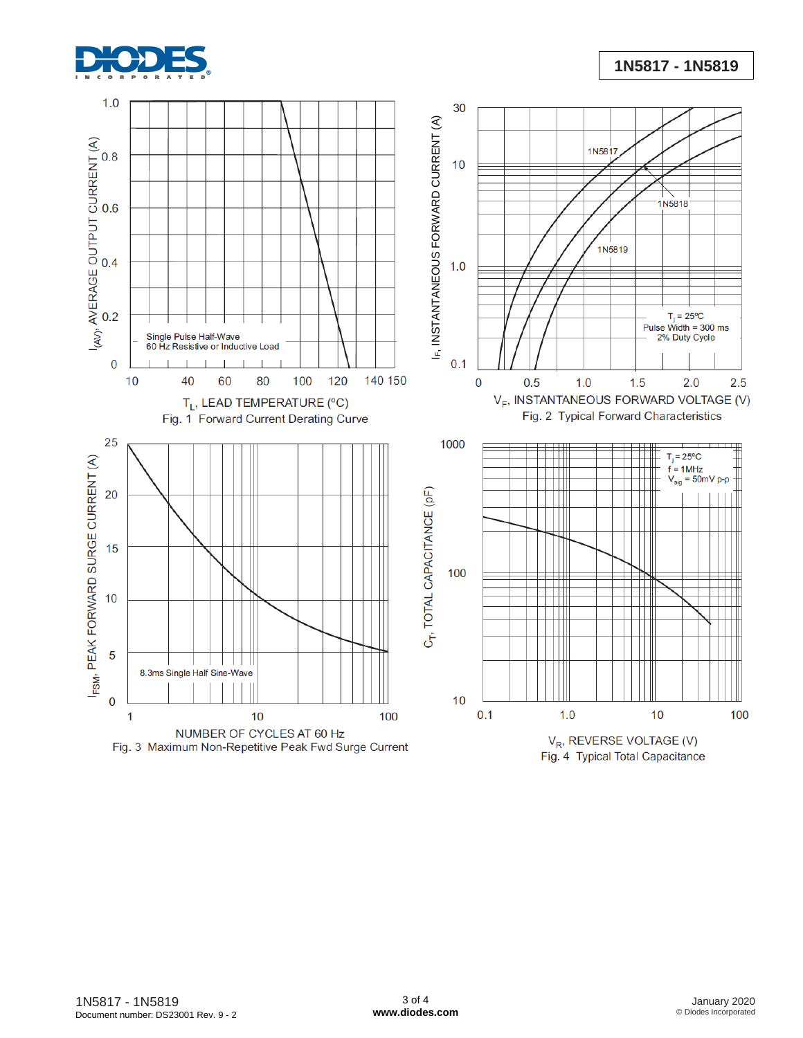1.0
0.8
0.6
0.4
0.2
0

$I_{(AV)}$, AVERAGE OUTPUT CURRENT (A)

Single Pulse Half-Wave
60 Hz Resistive or Inductive Load

10 40 60 80 100 120 140 150

$T_L$, LEAD TEMPERATURE (°C)

Fig. 1 Forward Current Derating Curve

30
10
1.0
0.1

$I_F$, INSTANTANEOUS FORWARD CURRENT (A)

1N5817
1N5818
1N5819

$T_j$ = 25°C
Pulse Width = 300 ms
2% Duty Cycle

0 0.5 1.0 1.5 2.0 2.5

$V_F$, INSTANTANEOUS FORWARD VOLTAGE (V)

Fig. 2 Typical Forward Characteristics

25
20
15
10
5
0

$I_{FSM}$, PEAK FORWARD SURGE CURRENT (A)

8.3ms Single Half Sine-Wave

1 10 100

NUMBER OF CYCLES AT 60 Hz

Fig. 3 Maximum Non-Repetitive Peak Fwd Surge Current

1000
100
10

$C_T$, TOTAL CAPACITANCE (pF)

$T_j$ = 25°C
f = 1MHz
$V_{sig}$ = 50mV p-p

0.1 1.0 10 100

$V_R$, REVERSE VOLTAGE (V)

Fig. 4 Typical Total Capacitance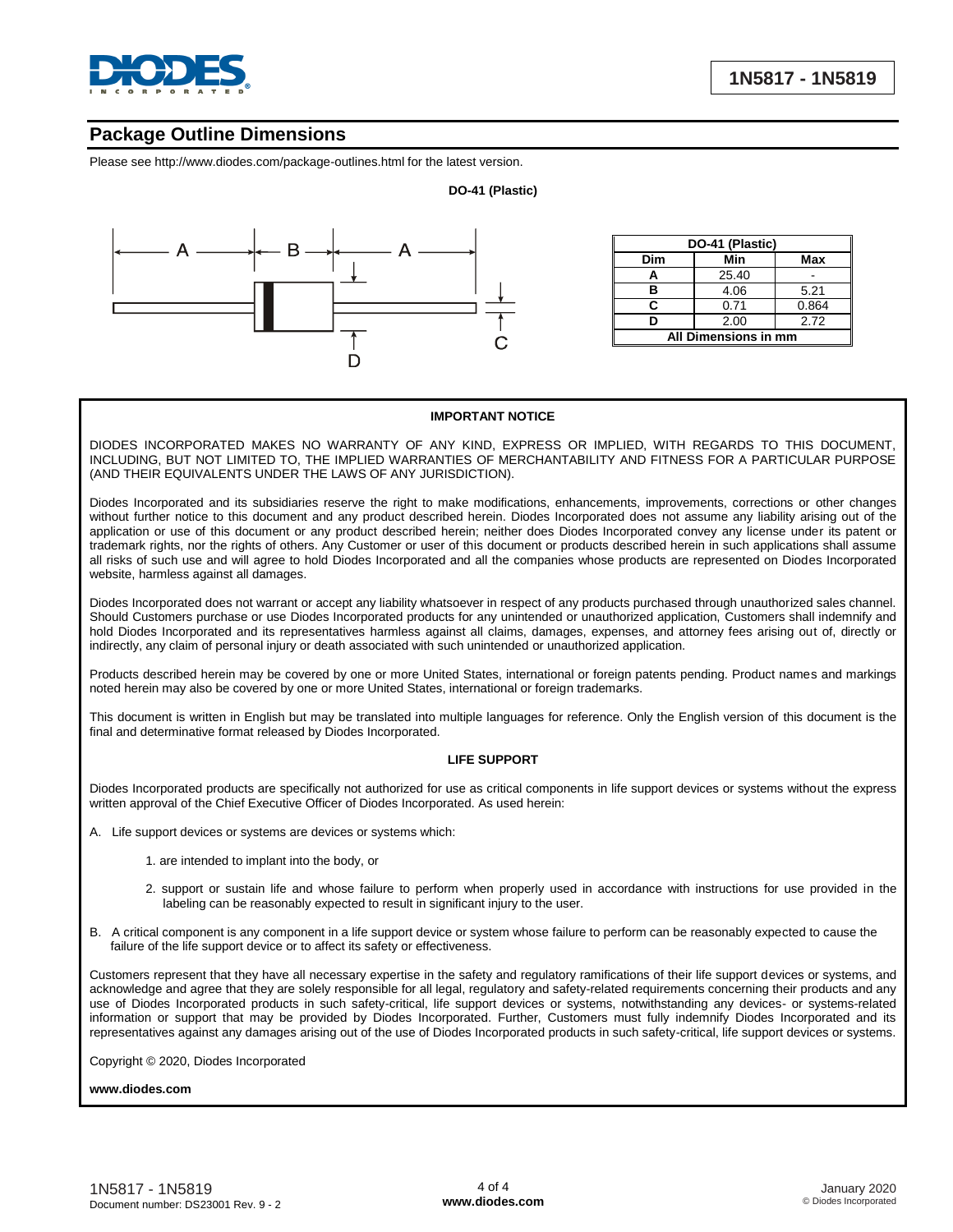## Package Outline Dimensions

Please see http://www.diodes.com/package-outlines.html for the latest version.

**DO-41 (Plastic)**

A
B
A
C
D

| DO-41 (Plastic) | | |
|---|---|---|
| **Dim** | **Min** | **Max** |
| **A** | 25.40 | - |
| **B** | 4.06 | 5.21 |
| **C** | 0.71 | 0.864 |
| **D** | 2.00 | 2.72 |
| **All Dimensions in mm** | | |

**IMPORTANT NOTICE**

DIODES INCORPORATED MAKES NO WARRANTY OF ANY KIND, EXPRESS OR IMPLIED, WITH REGARDS TO THIS DOCUMENT, INCLUDING, BUT NOT LIMITED TO, THE IMPLIED WARRANTIES OF MERCHANTABILITY AND FITNESS FOR A PARTICULAR PURPOSE (AND THEIR EQUIVALENTS UNDER THE LAWS OF ANY JURISDICTION).

Diodes Incorporated and its subsidiaries reserve the right to make modifications, enhancements, improvements, corrections or other changes without further notice to this document and any product described herein. Diodes Incorporated does not assume any liability arising out of the application or use of this document or any product described herein; neither does Diodes Incorporated convey any license under its patent or trademark rights, nor the rights of others. Any Customer or user of this document or products described herein in such applications shall assume all risks of such use and will agree to hold Diodes Incorporated and all the companies whose products are represented on Diodes Incorporated website, harmless against all damages.

Diodes Incorporated does not warrant or accept any liability whatsoever in respect of any products purchased through unauthorized sales channel. Should Customers purchase or use Diodes Incorporated products for any unintended or unauthorized application, Customers shall indemnify and hold Diodes Incorporated and its representatives harmless against all claims, damages, expenses, and attorney fees arising out of, directly or indirectly, any claim of personal injury or death associated with such unintended or unauthorized application.

Products described herein may be covered by one or more United States, international or foreign patents pending. Product names and markings noted herein may also be covered by one or more United States, international or foreign trademarks.

This document is written in English but may be translated into multiple languages for reference. Only the English version of this document is the final and determinative format released by Diodes Incorporated.

**LIFE SUPPORT**

Diodes Incorporated products are specifically not authorized for use as critical components in life support devices or systems without the express written approval of the Chief Executive Officer of Diodes Incorporated. As used herein:

A. Life support devices or systems are devices or systems which:

1. are intended to implant into the body, or
2. support or sustain life and whose failure to perform when properly used in accordance with instructions for use provided in the labeling can be reasonably expected to result in significant injury to the user.

B. A critical component is any component in a life support device or system whose failure to perform can be reasonably expected to cause the failure of the life support device or to affect its safety or effectiveness.

Customers represent that they have all necessary expertise in the safety and regulatory ramifications of their life support devices or systems, and acknowledge and agree that they are solely responsible for all legal, regulatory and safety-related requirements concerning their products and any use of Diodes Incorporated products in such safety-critical, life support devices or systems, notwithstanding any devices- or systems-related information or support that may be provided by Diodes Incorporated. Further, Customers must fully indemnify Diodes Incorporated and its representatives against any damages arising out of the use of Diodes Incorporated products in such safety-critical, life support devices or systems.

Copyright © 2020, Diodes Incorporated

**www.diodes.com**